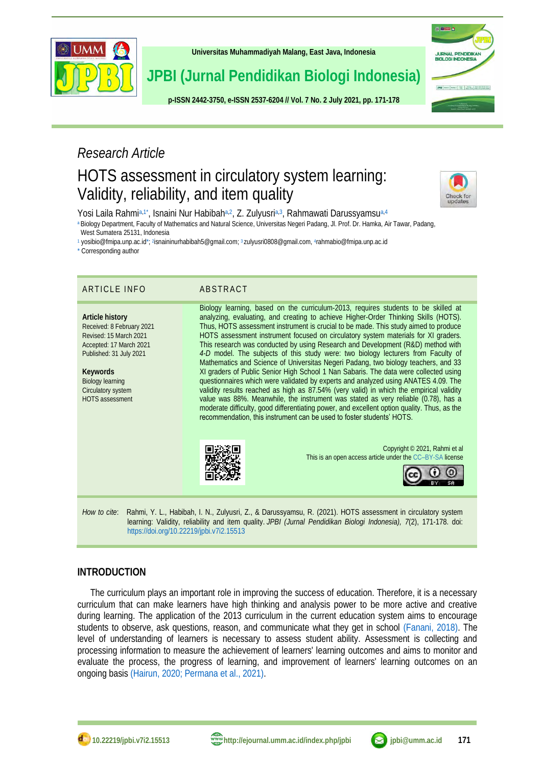Research Article

# HOTS assessment in circulatory system learning: Validity, reliability, and item quality

Yosi Laila Rahmi[a,1*], Isnaini Nur Habibah[a,2], Z. Zulyusri[a,3], Rahmawati Darussyamsu[a,4]

[a] Biology Department, Faculty of Mathematics and Natural Science, Universitas Negeri Padang, Jl. Prof. Dr. Hamka, Air Tawar, Padang, West Sumatera 25131, Indonesia

[1] yosibio@fmipa.unp.ac.id*; [2]isnaininurhabibah5@gmail.com; [3] zulyusri0808@gmail.com, [4]rahmabio@fmipa.unp.ac.id

\* Corresponding author

## ARTICLE INFO

**Article history**
Received: 8 February 2021
Revised: 15 March 2021
Accepted: 17 March 2021
Published: 31 July 2021

**Keywords**
Biology learning
Circulatory system
HOTS assessment

## ABSTRACT

Biology learning, based on the curriculum-2013, requires students to be skilled at analyzing, evaluating, and creating to achieve Higher-Order Thinking Skills (HOTS). Thus, HOTS assessment instrument is crucial to be made. This study aimed to produce HOTS assessment instrument focused on circulatory system materials for XI graders. This research was conducted by using Research and Development (R&D) method with *4-D* model. The subjects of this study were: two biology lecturers from Faculty of Mathematics and Science of Universitas Negeri Padang, two biology teachers, and 33 XI graders of Public Senior High School 1 Nan Sabaris. The data were collected using questionnaires which were validated by experts and analyzed using ANATES 4.09. The validity results reached as high as 87.54% (very valid) in which the empirical validity value was 88%. Meanwhile, the instrument was stated as very reliable (0.78), has a moderate difficulty, good differentiating power, and excellent option quality. Thus, as the recommendation, this instrument can be used to foster students' HOTS.

Copyright © 2021, Rahmi et al
This is an open access article under the CC–BY-SA license

*How to cite*: Rahmi, Y. L., Habibah, I. N., Zulyusri, Z., & Darussyamsu, R. (2021). HOTS assessment in circulatory system learning: Validity, reliability and item quality. *JPBI (Jurnal Pendidikan Biologi Indonesia), 7*(2), 171-178. doi: https://doi.org/10.22219/jpbi.v7i2.15513

## INTRODUCTION

The curriculum plays an important role in improving the success of education. Therefore, it is a necessary curriculum that can make learners have high thinking and analysis power to be more active and creative during learning. The application of the 2013 curriculum in the current education system aims to encourage students to observe, ask questions, reason, and communicate what they get in school (Fanani, 2018). The level of understanding of learners is necessary to assess student ability. Assessment is collecting and processing information to measure the achievement of learners' learning outcomes and aims to monitor and evaluate the process, the progress of learning, and improvement of learners' learning outcomes on an ongoing basis (Hairun, 2020; Permana et al., 2021).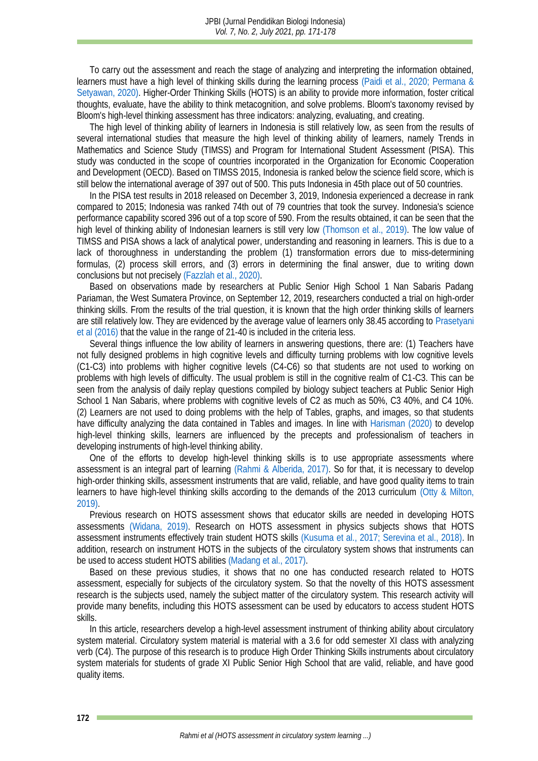To carry out the assessment and reach the stage of analyzing and interpreting the information obtained, learners must have a high level of thinking skills during the learning process (Paidi et al., 2020; Permana & Setyawan, 2020). Higher-Order Thinking Skills (HOTS) is an ability to provide more information, foster critical thoughts, evaluate, have the ability to think metacognition, and solve problems. Bloom's taxonomy revised by Bloom's high-level thinking assessment has three indicators: analyzing, evaluating, and creating.

The high level of thinking ability of learners in Indonesia is still relatively low, as seen from the results of several international studies that measure the high level of thinking ability of learners, namely Trends in Mathematics and Science Study (TIMSS) and Program for International Student Assessment (PISA). This study was conducted in the scope of countries incorporated in the Organization for Economic Cooperation and Development (OECD). Based on TIMSS 2015, Indonesia is ranked below the science field score, which is still below the international average of 397 out of 500. This puts Indonesia in 45th place out of 50 countries.

In the PISA test results in 2018 released on December 3, 2019, Indonesia experienced a decrease in rank compared to 2015; Indonesia was ranked 74th out of 79 countries that took the survey. Indonesia's science performance capability scored 396 out of a top score of 590. From the results obtained, it can be seen that the high level of thinking ability of Indonesian learners is still very low (Thomson et al., 2019). The low value of TIMSS and PISA shows a lack of analytical power, understanding and reasoning in learners. This is due to a lack of thoroughness in understanding the problem (1) transformation errors due to miss-determining formulas, (2) process skill errors, and (3) errors in determining the final answer, due to writing down conclusions but not precisely (Fazzlah et al., 2020).

Based on observations made by researchers at Public Senior High School 1 Nan Sabaris Padang Pariaman, the West Sumatera Province, on September 12, 2019, researchers conducted a trial on high-order thinking skills. From the results of the trial question, it is known that the high order thinking skills of learners are still relatively low. They are evidenced by the average value of learners only 38.45 according to Prasetyani et al (2016) that the value in the range of 21-40 is included in the criteria less.

Several things influence the low ability of learners in answering questions, there are: (1) Teachers have not fully designed problems in high cognitive levels and difficulty turning problems with low cognitive levels (C1-C3) into problems with higher cognitive levels (C4-C6) so that students are not used to working on problems with high levels of difficulty. The usual problem is still in the cognitive realm of C1-C3. This can be seen from the analysis of daily replay questions compiled by biology subject teachers at Public Senior High School 1 Nan Sabaris, where problems with cognitive levels of C2 as much as 50%, C3 40%, and C4 10%. (2) Learners are not used to doing problems with the help of Tables, graphs, and images, so that students have difficulty analyzing the data contained in Tables and images. In line with Harisman (2020) to develop high-level thinking skills, learners are influenced by the precepts and professionalism of teachers in developing instruments of high-level thinking ability.

One of the efforts to develop high-level thinking skills is to use appropriate assessments where assessment is an integral part of learning (Rahmi & Alberida, 2017). So for that, it is necessary to develop high-order thinking skills, assessment instruments that are valid, reliable, and have good quality items to train learners to have high-level thinking skills according to the demands of the 2013 curriculum (Otty & Milton, 2019).

Previous research on HOTS assessment shows that educator skills are needed in developing HOTS assessments (Widana, 2019). Research on HOTS assessment in physics subjects shows that HOTS assessment instruments effectively train student HOTS skills (Kusuma et al., 2017; Serevina et al., 2018). In addition, research on instrument HOTS in the subjects of the circulatory system shows that instruments can be used to access student HOTS abilities (Madang et al., 2017).

Based on these previous studies, it shows that no one has conducted research related to HOTS assessment, especially for subjects of the circulatory system. So that the novelty of this HOTS assessment research is the subjects used, namely the subject matter of the circulatory system. This research activity will provide many benefits, including this HOTS assessment can be used by educators to access student HOTS skills.

In this article, researchers develop a high-level assessment instrument of thinking ability about circulatory system material. Circulatory system material is material with a 3.6 for odd semester XI class with analyzing verb (C4). The purpose of this research is to produce High Order Thinking Skills instruments about circulatory system materials for students of grade XI Public Senior High School that are valid, reliable, and have good quality items.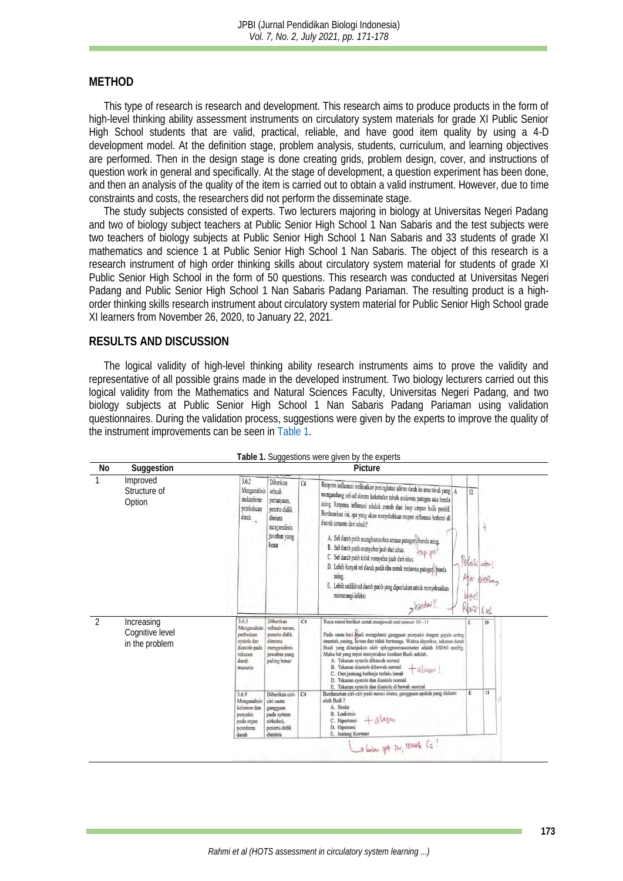## METHOD

This type of research is research and development. This research aims to produce products in the form of high-level thinking ability assessment instruments on circulatory system materials for grade XI Public Senior High School students that are valid, practical, reliable, and have good item quality by using a 4-D development model. At the definition stage, problem analysis, students, curriculum, and learning objectives are performed. Then in the design stage is done creating grids, problem design, cover, and instructions of question work in general and specifically. At the stage of development, a question experiment has been done, and then an analysis of the quality of the item is carried out to obtain a valid instrument. However, due to time constraints and costs, the researchers did not perform the disseminate stage.

The study subjects consisted of experts. Two lecturers majoring in biology at Universitas Negeri Padang and two of biology subject teachers at Public Senior High School 1 Nan Sabaris and the test subjects were two teachers of biology subjects at Public Senior High School 1 Nan Sabaris and 33 students of grade XI mathematics and science 1 at Public Senior High School 1 Nan Sabaris. The object of this research is a research instrument of high order thinking skills about circulatory system material for students of grade XI Public Senior High School in the form of 50 questions. This research was conducted at Universitas Negeri Padang and Public Senior High School 1 Nan Sabaris Padang Pariaman. The resulting product is a high-order thinking skills research instrument about circulatory system material for Public Senior High School grade XI learners from November 26, 2020, to January 22, 2021.

## RESULTS AND DISCUSSION

The logical validity of high-level thinking ability research instruments aims to prove the validity and representative of all possible grains made in the developed instrument. Two biology lecturers carried out this logical validity from the Mathematics and Natural Sciences Faculty, Universitas Negeri Padang, and two biology subjects at Public Senior High School 1 Nan Sabaris Padang Pariaman using validation questionnaires. During the validation process, suggestions were given by the experts to improve the quality of the instrument improvements can be seen in Table 1.

**Table 1.** Suggestions were given by the experts

| No | Suggestion | Picture |
|---|---|---|
| 1 | Improved Structure of Option | 3.6.2 Menganalisis mekanisme pembekuan darah \| Diberikan sebuah pertanyaan, peserta didik diminta menganalisis jawaban yang benar \| C4 \| Respons inflamasi melibatkan peningkatan aliran darah ke area tubuh yang mengandung sel-sel sistem kekebalan tubuh melawan patogen atau benda asing. Respons inflamasi adalah contoh dari loop umpan balik positif. Berdasarkan ini, apa yang akan menyebabkan respon inflamasi berhenti di daerah tertentu dari tubuh? A. Sel darah putih menghancurkan semua patogen/benda asing. B. Sel darah putih menyebar jauh dari situs. C. Sel darah putih tidak menyebar jauh dari situs. D. Lebih banyak sel darah putih tiba untuk melawan patogen/benda asing. E. Lebih sedikit sel darah putih yang diperlukan untuk menyelesaikan memerangi infeksi \| A \| 12 |
| 2 | Increasing Cognitive level in the problem | 3.6.5 Menganalisis perbedaan systole dan diastole pada tekanan darah manusia \| Diberikan sebuah narasi, peserta didik diminta menganalisis jawaban paling benar \| C4 \| Baca narasi berikut untuk menjawab soal nomor 10 - 11. Pada suatu hari Budi mengalami gangguan penyakit dengan gejala sering muntah, pusing, lemas dan tidak bertenaga. Waktu diperiksa, tekanan darah Budi yang ditunjukan oleh sphygmomanometer adalah 100/60 mmHg. Maka hal yang tepat menyatakan keadaan Budi adalah... A. Tekanan systole dibawah normal B. Tekanan diastole dibawah normal C. Otot jantung berkerja terlalu lemah D. Tekanan systole dan diastole normal E. Tekanan systole dan diastole di bawah normal \| E \| 10 <br> 3.6.9 Menganalisis kelainan dan penyakit pada organ peredaran darah \| Diberikan ciri-ciri suatu gangguan pada system sirkulasi, peserta didik diminta \| C4 \| Berdasarkan ciri-ciri pada narasi diatas, gangguan apakah yang dialami oleh Budi? A. Stroke B. Leukimia C. Hipertensi D. Hipotensi E. Jantung Koroner \| E \| 11 |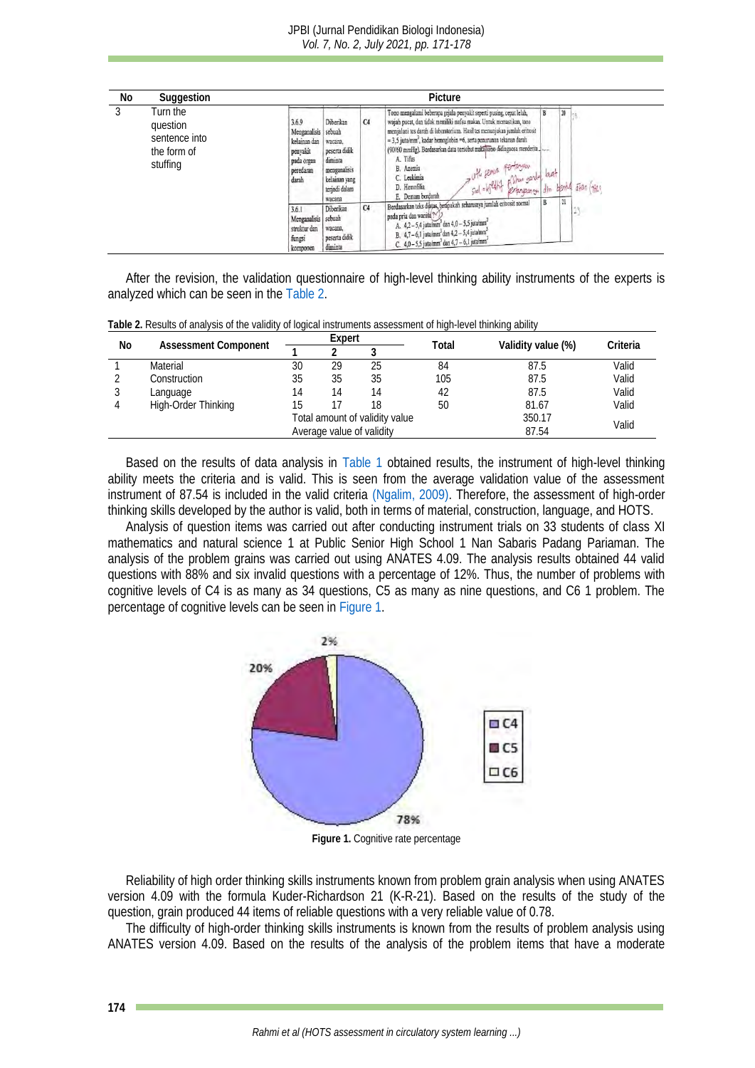| No | Suggestion | Picture |
|---|---|---|
| 3 | Turn the question sentence into the form of stuffing | |

After the revision, the validation questionnaire of high-level thinking ability instruments of the experts is analyzed which can be seen in the Table 2.

**Table 2.** Results of analysis of the validity of logical instruments assessment of high-level thinking ability

| No | Assessment Component | Expert | | | Total | Validity value (%) | Criteria |
|---|---|---|---|---|---|---|---|
| | | 1 | 2 | 3 | | | |
| 1 | Material | 30 | 29 | 25 | 84 | 87.5 | Valid |
| 2 | Construction | 35 | 35 | 35 | 105 | 87.5 | Valid |
| 3 | Language | 14 | 14 | 14 | 42 | 87.5 | Valid |
| 4 | High-Order Thinking | 15 | 17 | 18 | 50 | 81.67 | Valid |
| | | Total amount of validity value | | | | 350.17 | Valid |
| | | Average value of validity | | | | 87.54 | |

Based on the results of data analysis in Table 1 obtained results, the instrument of high-level thinking ability meets the criteria and is valid. This is seen from the average validation value of the assessment instrument of 87.54 is included in the valid criteria (Ngalim, 2009). Therefore, the assessment of high-order thinking skills developed by the author is valid, both in terms of material, construction, language, and HOTS.

Analysis of question items was carried out after conducting instrument trials on 33 students of class XI mathematics and natural science 1 at Public Senior High School 1 Nan Sabaris Padang Pariaman. The analysis of the problem grains was carried out using ANATES 4.09. The analysis results obtained 44 valid questions with 88% and six invalid questions with a percentage of 12%. Thus, the number of problems with cognitive levels of C4 is as many as 34 questions, C5 as many as nine questions, and C6 1 problem. The percentage of cognitive levels can be seen in Figure 1.

**Figure 1.** Cognitive rate percentage

Reliability of high order thinking skills instruments known from problem grain analysis when using ANATES version 4.09 with the formula Kuder-Richardson 21 (K-R-21). Based on the results of the study of the question, grain produced 44 items of reliable questions with a very reliable value of 0.78.

The difficulty of high-order thinking skills instruments is known from the results of problem analysis using ANATES version 4.09. Based on the results of the analysis of the problem items that have a moderate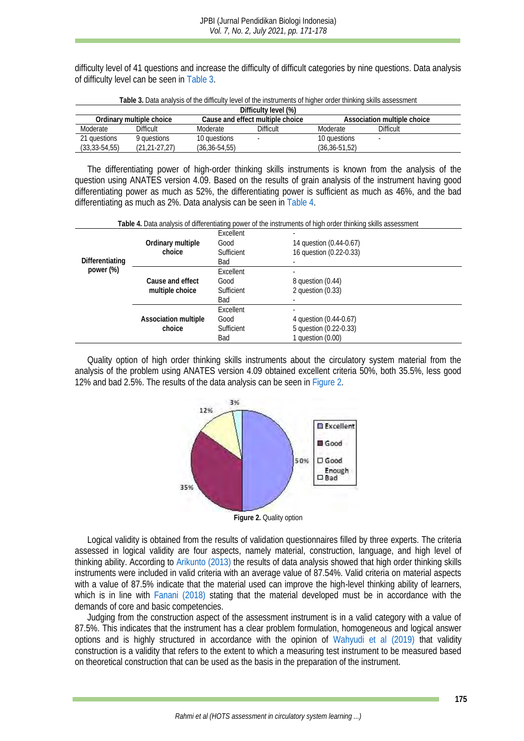difficulty level of 41 questions and increase the difficulty of difficult categories by nine questions. Data analysis of difficulty level can be seen in Table 3.

**Table 3.** Data analysis of the difficulty level of the instruments of higher order thinking skills assessment

| Difficulty level (%) | | | | | |
|---|---|---|---|---|---|
| **Ordinary multiple choice** | | **Cause and effect multiple choice** | | **Association multiple choice** | |
| Moderate | Difficult | Moderate | Difficult | Moderate | Difficult |
| 21 questions (33,33-54,55) | 9 questions (21,21-27,27) | 10 questions (36,36-54,55) | - | 10 questions (36,36-51,52) | - |

The differentiating power of high-order thinking skills instruments is known from the analysis of the question using ANATES version 4.09. Based on the results of grain analysis of the instrument having good differentiating power as much as 52%, the differentiating power is sufficient as much as 46%, and the bad differentiating as much as 2%. Data analysis can be seen in Table 4.

**Table 4.** Data analysis of differentiating power of the instruments of high order thinking skills assessment

| | | | |
|---|---|---|---|
| **Differentiating power (%)** | **Ordinary multiple choice** | Excellent | - |
| | | Good | 14 question (0.44-0.67) |
| | | Sufficient | 16 question (0.22-0.33) |
| | | Bad | - |
| | **Cause and effect multiple choice** | Excellent | - |
| | | Good | 8 question (0.44) |
| | | Sufficient | 2 question (0.33) |
| | | Bad | - |
| | **Association multiple choice** | Excellent | - |
| | | Good | 4 question (0.44-0.67) |
| | | Sufficient | 5 question (0.22-0.33) |
| | | Bad | 1 question (0.00) |

Quality option of high order thinking skills instruments about the circulatory system material from the analysis of the problem using ANATES version 4.09 obtained excellent criteria 50%, both 35.5%, less good 12% and bad 2.5%. The results of the data analysis can be seen in Figure 2.

**Figure 2.** Quality option

Logical validity is obtained from the results of validation questionnaires filled by three experts. The criteria assessed in logical validity are four aspects, namely material, construction, language, and high level of thinking ability. According to Arikunto (2013) the results of data analysis showed that high order thinking skills instruments were included in valid criteria with an average value of 87.54%. Valid criteria on material aspects with a value of 87.5% indicate that the material used can improve the high-level thinking ability of learners, which is in line with Fanani (2018) stating that the material developed must be in accordance with the demands of core and basic competencies.

Judging from the construction aspect of the assessment instrument is in a valid category with a value of 87.5%. This indicates that the instrument has a clear problem formulation, homogeneous and logical answer options and is highly structured in accordance with the opinion of Wahyudi et al (2019) that validity construction is a validity that refers to the extent to which a measuring test instrument to be measured based on theoretical construction that can be used as the basis in the preparation of the instrument.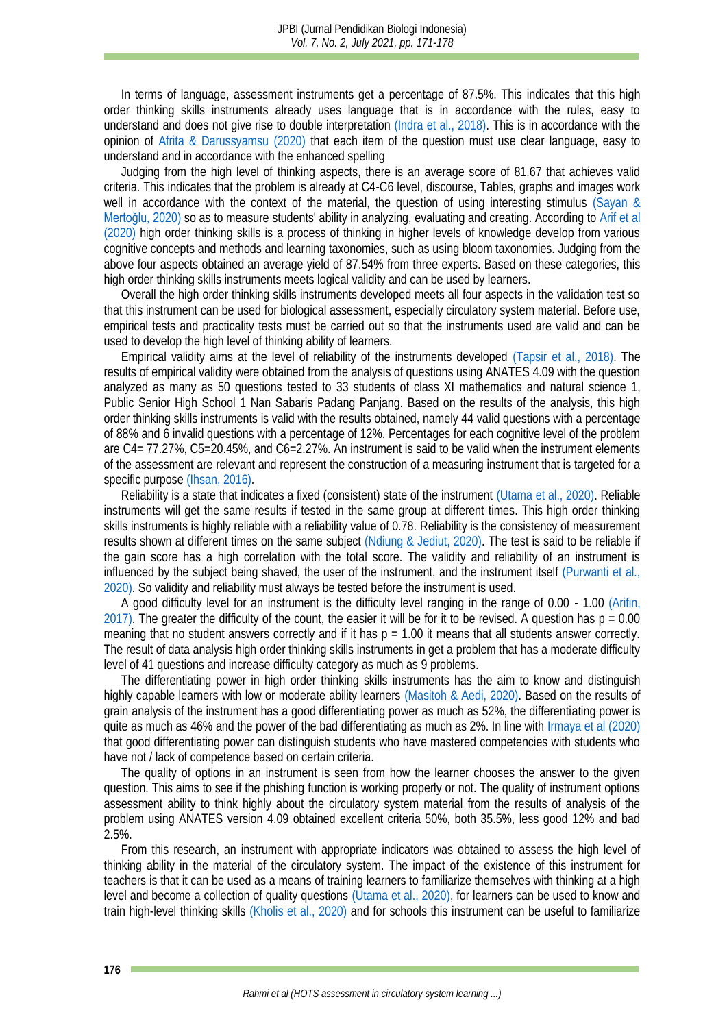In terms of language, assessment instruments get a percentage of 87.5%. This indicates that this high order thinking skills instruments already uses language that is in accordance with the rules, easy to understand and does not give rise to double interpretation (Indra et al., 2018). This is in accordance with the opinion of Afrita & Darussyamsu (2020) that each item of the question must use clear language, easy to understand and in accordance with the enhanced spelling

Judging from the high level of thinking aspects, there is an average score of 81.67 that achieves valid criteria. This indicates that the problem is already at C4-C6 level, discourse, Tables, graphs and images work well in accordance with the context of the material, the question of using interesting stimulus (Sayan & Mertoğlu, 2020) so as to measure students' ability in analyzing, evaluating and creating. According to Arif et al (2020) high order thinking skills is a process of thinking in higher levels of knowledge develop from various cognitive concepts and methods and learning taxonomies, such as using bloom taxonomies. Judging from the above four aspects obtained an average yield of 87.54% from three experts. Based on these categories, this high order thinking skills instruments meets logical validity and can be used by learners.

Overall the high order thinking skills instruments developed meets all four aspects in the validation test so that this instrument can be used for biological assessment, especially circulatory system material. Before use, empirical tests and practicality tests must be carried out so that the instruments used are valid and can be used to develop the high level of thinking ability of learners.

Empirical validity aims at the level of reliability of the instruments developed (Tapsir et al., 2018). The results of empirical validity were obtained from the analysis of questions using ANATES 4.09 with the question analyzed as many as 50 questions tested to 33 students of class XI mathematics and natural science 1, Public Senior High School 1 Nan Sabaris Padang Panjang. Based on the results of the analysis, this high order thinking skills instruments is valid with the results obtained, namely 44 valid questions with a percentage of 88% and 6 invalid questions with a percentage of 12%. Percentages for each cognitive level of the problem are C4= 77.27%, C5=20.45%, and C6=2.27%. An instrument is said to be valid when the instrument elements of the assessment are relevant and represent the construction of a measuring instrument that is targeted for a specific purpose (Ihsan, 2016).

Reliability is a state that indicates a fixed (consistent) state of the instrument (Utama et al., 2020). Reliable instruments will get the same results if tested in the same group at different times. This high order thinking skills instruments is highly reliable with a reliability value of 0.78. Reliability is the consistency of measurement results shown at different times on the same subject (Ndiung & Jediut, 2020). The test is said to be reliable if the gain score has a high correlation with the total score. The validity and reliability of an instrument is influenced by the subject being shaved, the user of the instrument, and the instrument itself (Purwanti et al., 2020). So validity and reliability must always be tested before the instrument is used.

A good difficulty level for an instrument is the difficulty level ranging in the range of 0.00 - 1.00 (Arifin, 2017). The greater the difficulty of the count, the easier it will be for it to be revised. A question has $p = 0.00$ meaning that no student answers correctly and if it has $p = 1.00$ it means that all students answer correctly. The result of data analysis high order thinking skills instruments in get a problem that has a moderate difficulty level of 41 questions and increase difficulty category as much as 9 problems.

The differentiating power in high order thinking skills instruments has the aim to know and distinguish highly capable learners with low or moderate ability learners (Masitoh & Aedi, 2020). Based on the results of grain analysis of the instrument has a good differentiating power as much as 52%, the differentiating power is quite as much as 46% and the power of the bad differentiating as much as 2%. In line with Irmaya et al (2020) that good differentiating power can distinguish students who have mastered competencies with students who have not / lack of competence based on certain criteria.

The quality of options in an instrument is seen from how the learner chooses the answer to the given question. This aims to see if the phishing function is working properly or not. The quality of instrument options assessment ability to think highly about the circulatory system material from the results of analysis of the problem using ANATES version 4.09 obtained excellent criteria 50%, both 35.5%, less good 12% and bad 2.5%.

From this research, an instrument with appropriate indicators was obtained to assess the high level of thinking ability in the material of the circulatory system. The impact of the existence of this instrument for teachers is that it can be used as a means of training learners to familiarize themselves with thinking at a high level and become a collection of quality questions (Utama et al., 2020), for learners can be used to know and train high-level thinking skills (Kholis et al., 2020) and for schools this instrument can be useful to familiarize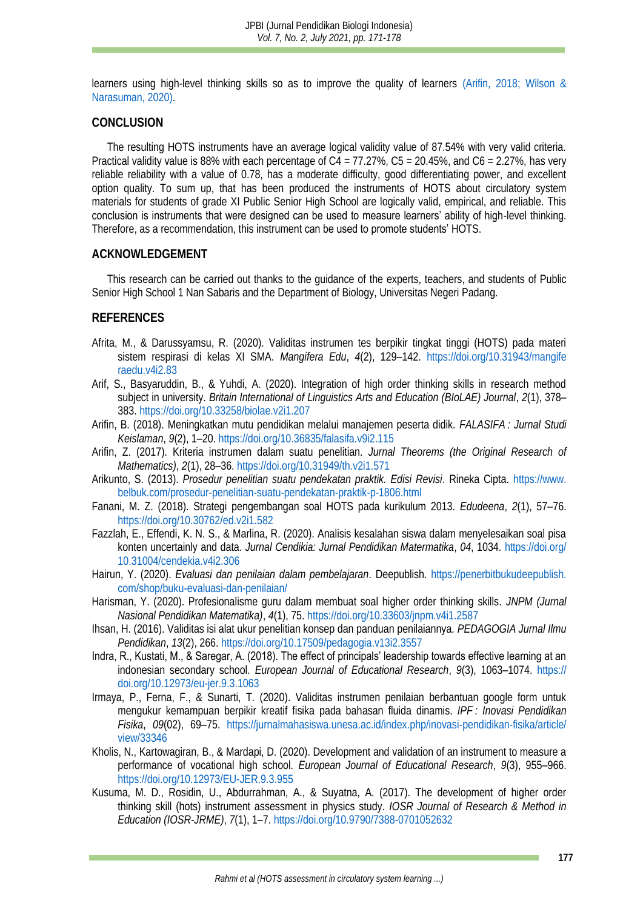learners using high-level thinking skills so as to improve the quality of learners (Arifin, 2018; Wilson & Narasuman, 2020).

## CONCLUSION

The resulting HOTS instruments have an average logical validity value of 87.54% with very valid criteria. Practical validity value is 88% with each percentage of C4 = 77.27%, C5 = 20.45%, and C6 = 2.27%, has very reliable reliability with a value of 0.78, has a moderate difficulty, good differentiating power, and excellent option quality. To sum up, that has been produced the instruments of HOTS about circulatory system materials for students of grade XI Public Senior High School are logically valid, empirical, and reliable. This conclusion is instruments that were designed can be used to measure learners' ability of high-level thinking. Therefore, as a recommendation, this instrument can be used to promote students' HOTS.

## ACKNOWLEDGEMENT

This research can be carried out thanks to the guidance of the experts, teachers, and students of Public Senior High School 1 Nan Sabaris and the Department of Biology, Universitas Negeri Padang.

## REFERENCES

Afrita, M., & Darussyamsu, R. (2020). Validitas instrumen tes berpikir tingkat tinggi (HOTS) pada materi sistem respirasi di kelas XI SMA. *Mangifera Edu*, *4*(2), 129–142. https://doi.org/10.31943/mangiferaedu.v4i2.83

Arif, S., Basyaruddin, B., & Yuhdi, A. (2020). Integration of high order thinking skills in research method subject in university. *Britain International of Linguistics Arts and Education (BIoLAE) Journal*, *2*(1), 378–383. https://doi.org/10.33258/biolae.v2i1.207

Arifin, B. (2018). Meningkatkan mutu pendidikan melalui manajemen peserta didik. *FALASIFA : Jurnal Studi Keislaman*, *9*(2), 1–20. https://doi.org/10.36835/falasifa.v9i2.115

Arifin, Z. (2017). Kriteria instrumen dalam suatu penelitian. *Jurnal Theorems (the Original Research of Mathematics)*, *2*(1), 28–36. https://doi.org/10.31949/th.v2i1.571

Arikunto, S. (2013). *Prosedur penelitian suatu pendekatan praktik. Edisi Revisi*. Rineka Cipta. https://www.belbuk.com/prosedur-penelitian-suatu-pendekatan-praktik-p-1806.html

Fanani, M. Z. (2018). Strategi pengembangan soal HOTS pada kurikulum 2013. *Edudeena*, *2*(1), 57–76. https://doi.org/10.30762/ed.v2i1.582

Fazzlah, E., Effendi, K. N. S., & Marlina, R. (2020). Analisis kesalahan siswa dalam menyelesaikan soal pisa konten uncertainly and data. *Jurnal Cendikia: Jurnal Pendidikan Matermatika*, *04*, 1034. https://doi.org/10.31004/cendekia.v4i2.306

Hairun, Y. (2020). *Evaluasi dan penilaian dalam pembelajaran*. Deepublish. https://penerbitbukudeepublish.com/shop/buku-evaluasi-dan-penilaian/

Harisman, Y. (2020). Profesionalisme guru dalam membuat soal higher order thinking skills. *JNPM (Jurnal Nasional Pendidikan Matematika)*, *4*(1), 75. https://doi.org/10.33603/jnpm.v4i1.2587

Ihsan, H. (2016). Validitas isi alat ukur penelitian konsep dan panduan penilaiannya. *PEDAGOGIA Jurnal Ilmu Pendidikan*, *13*(2), 266. https://doi.org/10.17509/pedagogia.v13i2.3557

Indra, R., Kustati, M., & Saregar, A. (2018). The effect of principals' leadership towards effective learning at an indonesian secondary school. *European Journal of Educational Research*, *9*(3), 1063–1074. https://doi.org/10.12973/eu-jer.9.3.1063

Irmaya, P., Ferna, F., & Sunarti, T. (2020). Validitas instrumen penilaian berbantuan google form untuk mengukur kemampuan berpikir kreatif fisika pada bahasan fluida dinamis. *IPF : Inovasi Pendidikan Fisika*, *09*(02), 69–75. https://jurnalmahasiswa.unesa.ac.id/index.php/inovasi-pendidikan-fisika/article/view/33346

Kholis, N., Kartowagiran, B., & Mardapi, D. (2020). Development and validation of an instrument to measure a performance of vocational high school. *European Journal of Educational Research*, *9*(3), 955–966. https://doi.org/10.12973/EU-JER.9.3.955

Kusuma, M. D., Rosidin, U., Abdurrahman, A., & Suyatna, A. (2017). The development of higher order thinking skill (hots) instrument assessment in physics study. *IOSR Journal of Research & Method in Education (IOSR-JRME)*, *7*(1), 1–7. https://doi.org/10.9790/7388-0701052632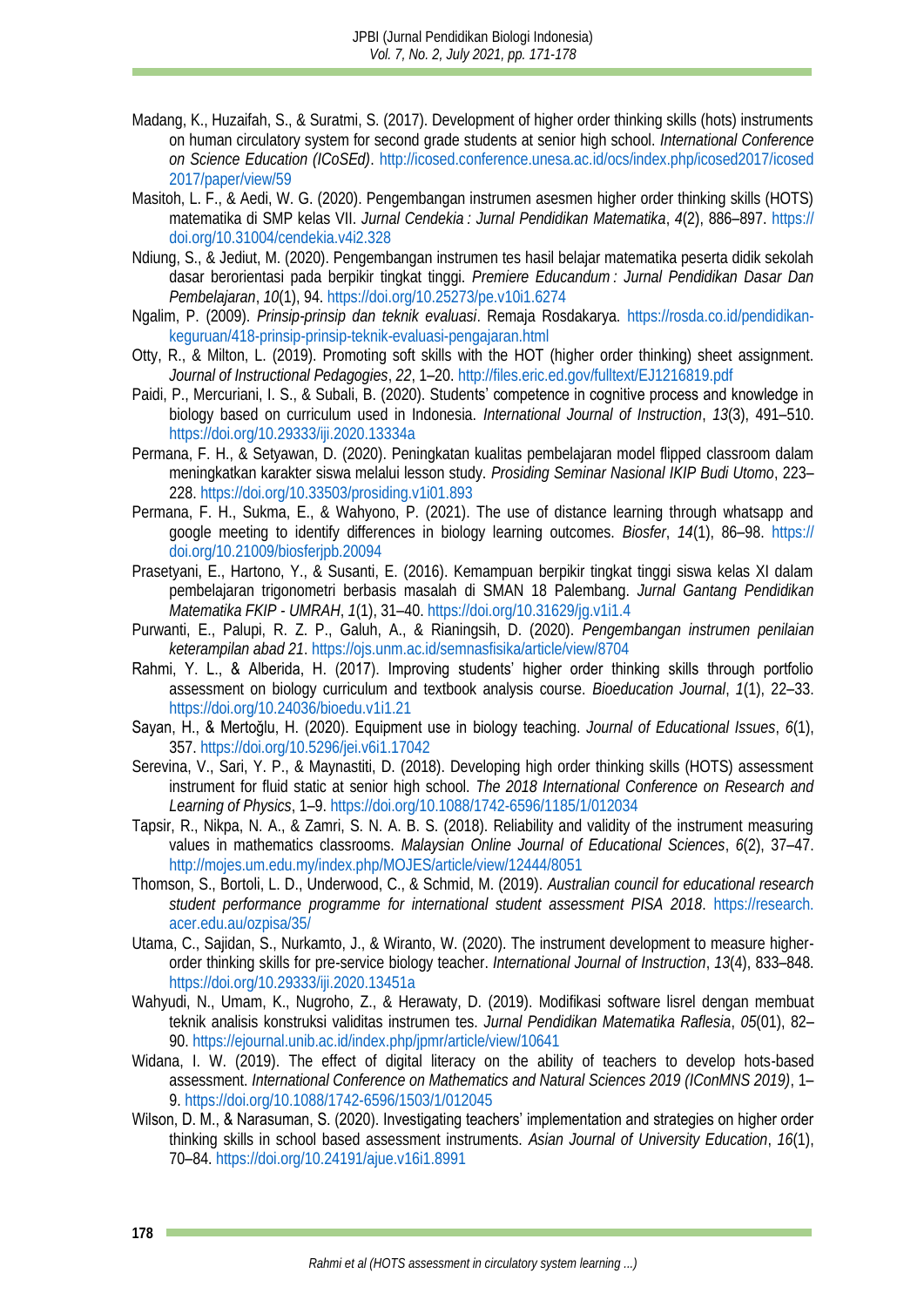Madang, K., Huzaifah, S., & Suratmi, S. (2017). Development of higher order thinking skills (hots) instruments on human circulatory system for second grade students at senior high school. *International Conference on Science Education (ICoSEd)*. http://icosed.conference.unesa.ac.id/ocs/index.php/icosed2017/icosed2017/paper/view/59

Masitoh, L. F., & Aedi, W. G. (2020). Pengembangan instrumen asesmen higher order thinking skills (HOTS) matematika di SMP kelas VII. *Jurnal Cendekia : Jurnal Pendidikan Matematika*, *4*(2), 886–897. https://doi.org/10.31004/cendekia.v4i2.328

Ndiung, S., & Jediut, M. (2020). Pengembangan instrumen tes hasil belajar matematika peserta didik sekolah dasar berorientasi pada berpikir tingkat tinggi. *Premiere Educandum : Jurnal Pendidikan Dasar Dan Pembelajaran*, *10*(1), 94. https://doi.org/10.25273/pe.v10i1.6274

Ngalim, P. (2009). *Prinsip-prinsip dan teknik evaluasi*. Remaja Rosdakarya. https://rosda.co.id/pendidikan-keguruan/418-prinsip-prinsip-teknik-evaluasi-pengajaran.html

Otty, R., & Milton, L. (2019). Promoting soft skills with the HOT (higher order thinking) sheet assignment. *Journal of Instructional Pedagogies*, *22*, 1–20. http://files.eric.ed.gov/fulltext/EJ1216819.pdf

Paidi, P., Mercuriani, I. S., & Subali, B. (2020). Students' competence in cognitive process and knowledge in biology based on curriculum used in Indonesia. *International Journal of Instruction*, *13*(3), 491–510. https://doi.org/10.29333/iji.2020.13334a

Permana, F. H., & Setyawan, D. (2020). Peningkatan kualitas pembelajaran model flipped classroom dalam meningkatkan karakter siswa melalui lesson study. *Prosiding Seminar Nasional IKIP Budi Utomo*, 223–228. https://doi.org/10.33503/prosiding.v1i01.893

Permana, F. H., Sukma, E., & Wahyono, P. (2021). The use of distance learning through whatsapp and google meeting to identify differences in biology learning outcomes. *Biosfer*, *14*(1), 86–98. https://doi.org/10.21009/biosferjpb.20094

Prasetyani, E., Hartono, Y., & Susanti, E. (2016). Kemampuan berpikir tingkat tinggi siswa kelas XI dalam pembelajaran trigonometri berbasis masalah di SMAN 18 Palembang. *Jurnal Gantang Pendidikan Matematika FKIP - UMRAH*, *1*(1), 31–40. https://doi.org/10.31629/jg.v1i1.4

Purwanti, E., Palupi, R. Z. P., Galuh, A., & Rianingsih, D. (2020). *Pengembangan instrumen penilaian keterampilan abad 21*. https://ojs.unm.ac.id/semnasfisika/article/view/8704

Rahmi, Y. L., & Alberida, H. (2017). Improving students' higher order thinking skills through portfolio assessment on biology curriculum and textbook analysis course. *Bioeducation Journal*, *1*(1), 22–33. https://doi.org/10.24036/bioedu.v1i1.21

Sayan, H., & Mertoğlu, H. (2020). Equipment use in biology teaching. *Journal of Educational Issues*, *6*(1), 357. https://doi.org/10.5296/jei.v6i1.17042

Serevina, V., Sari, Y. P., & Maynastiti, D. (2018). Developing high order thinking skills (HOTS) assessment instrument for fluid static at senior high school. *The 2018 International Conference on Research and Learning of Physics*, 1–9. https://doi.org/10.1088/1742-6596/1185/1/012034

Tapsir, R., Nikpa, N. A., & Zamri, S. N. A. B. S. (2018). Reliability and validity of the instrument measuring values in mathematics classrooms. *Malaysian Online Journal of Educational Sciences*, *6*(2), 37–47. http://mojes.um.edu.my/index.php/MOJES/article/view/12444/8051

Thomson, S., Bortoli, L. D., Underwood, C., & Schmid, M. (2019). *Australian council for educational research student performance programme for international student assessment PISA 2018*. https://research.acer.edu.au/ozpisa/35/

Utama, C., Sajidan, S., Nurkamto, J., & Wiranto, W. (2020). The instrument development to measure higher-order thinking skills for pre-service biology teacher. *International Journal of Instruction*, *13*(4), 833–848. https://doi.org/10.29333/iji.2020.13451a

Wahyudi, N., Umam, K., Nugroho, Z., & Herawaty, D. (2019). Modifikasi software lisrel dengan membuat teknik analisis konstruksi validitas instrumen tes. *Jurnal Pendidikan Matematika Raflesia*, *05*(01), 82–90. https://ejournal.unib.ac.id/index.php/jpmr/article/view/10641

Widana, I. W. (2019). The effect of digital literacy on the ability of teachers to develop hots-based assessment. *International Conference on Mathematics and Natural Sciences 2019 (IConMNS 2019)*, 1–9. https://doi.org/10.1088/1742-6596/1503/1/012045

Wilson, D. M., & Narasuman, S. (2020). Investigating teachers' implementation and strategies on higher order thinking skills in school based assessment instruments. *Asian Journal of University Education*, *16*(1), 70–84. https://doi.org/10.24191/ajue.v16i1.8991